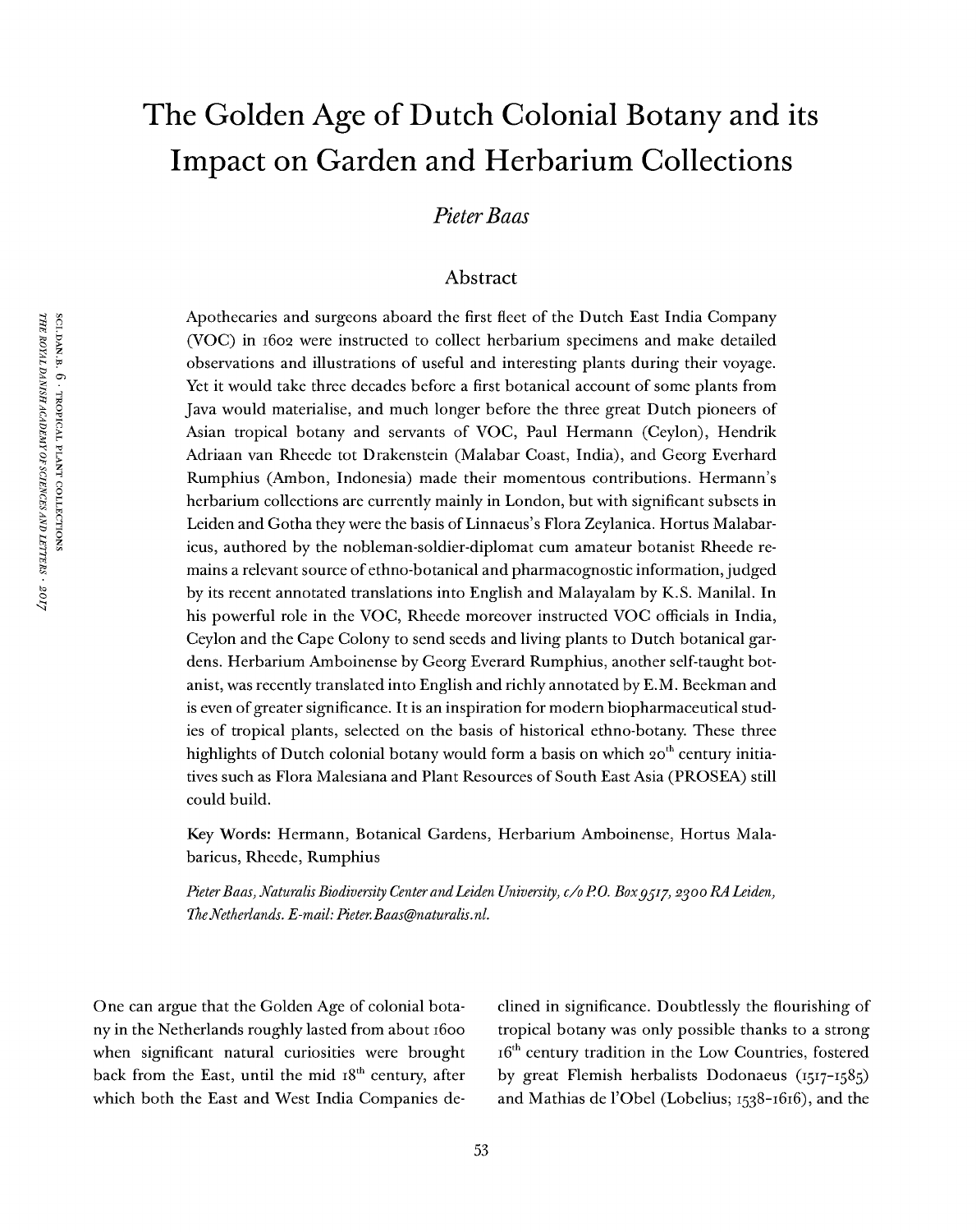# The Golden Age of Dutch Colonial Botany and its Impact on Garden and Herbarium Collections

*Pieter Baas*

## Abstract

Apothecaries and surgeons aboard the first fleet of the Dutch East India Company (VOC) in 1602 were instructed to collect herbarium specimens and make detailed observations and illustrations of useful and interesting plants during their voyage. Yet it would take three decades before a first botanical account of some plants from Java would materialise, and much longer before the three great Dutch pioneers of Asian tropical botany and servants of VOC, Paul Hermann (Ceylon), Hendrik Adriaan van Rheede tot Drakenstein (Malabar Coast, India), and Georg Everhard Rumphius (Ambon, Indonesia) made their momentous contributions. Hermann's herbarium collections are currently mainly in London, but with significant subsets in Leiden and Gotha they were the basis of Linnaeus's Flora Zeylanica. Hortus Malabaricus, authored by the nobleman-soldier-diplomat cum amateur botanist Rheede remains a relevant source of ethno-botanical and pharmacognostic information, judged by its recent annotated translations into English and Malayalam by K.S. Manilal. In his powerful role in the VOC, Rheede moreover instructed VOC officials in India, Ceylon and the Cape Colony to send seeds and living plants to Dutch botanical gardens. Herbarium Amboinense by Georg Everard Rumphius, another self-taught botanist, was recently translated into English and richly annotated by E.M. Beekman and is even of greater significance. It is an inspiration for modern biopharmaceutical studies of tropical plants, selected on the basis of historical ethno-botany. These three highlights of Dutch colonial botany would form a basis on which 20th century initiatives such as Flora Malesiana and Plant Resources of South East Asia (PROSEA) still could build.

**Key Words:** Hermann, Botanical Gardens, Herbarium Amboinense, Hortus Malabaricus, Rheede, Rumphius

*Pieter Baas, Naturalis Biodiversity Center and Leiden University, c/o P.O. Box 9517, 2300 RA Leiden, The Netherlands. E-mail: Pieter.Baas@naturalis.nl.*

One can argue that the Golden Age of colonial botany in the Netherlands roughly lasted from about 1600 when significant natural curiosities were brought back from the East, until the mid 18th century, after which both the East and West India Companies declined in significance. Doubtlessly the flourishing of tropical botany was only possible thanks to a strong 16th century tradition in the Low Countries, fostered by great Flemish herbalists Dodonaeus (1517-1585) and Mathias de l'Obel (Lobelius; 1538-1616), and the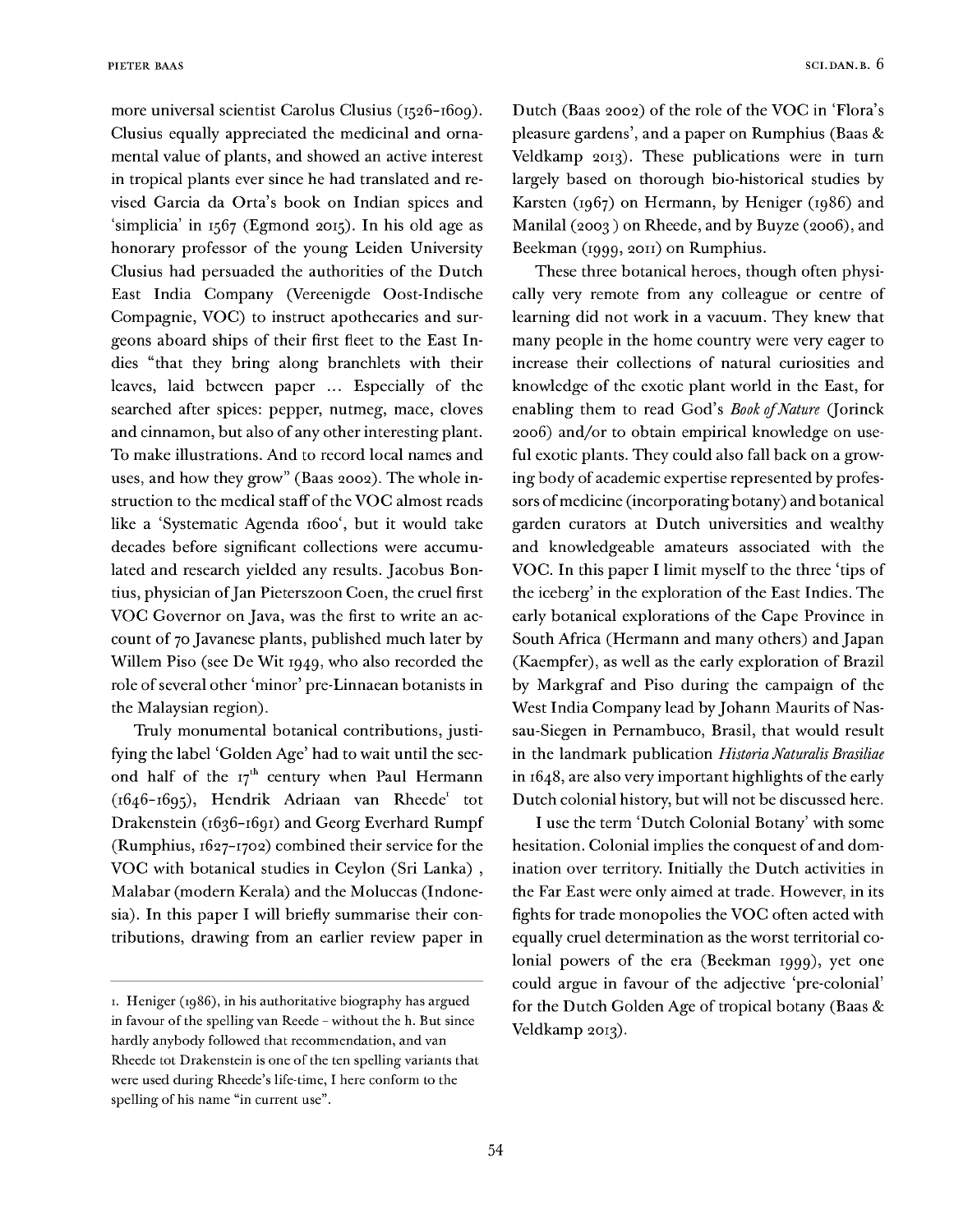more universal scientist Carolus Clusius (1526–1609). Clusius equally appreciated the medicinal and ornamental value of plants, and showed an active interest in tropical plants ever since he had translated and revised Garcia da Orta's book on Indian spices and 'simplicia' in 1567 (Egmond 2015). In his old age as honorary professor of the young Leiden University Clusius had persuaded the authorities of the Dutch East India Company (Vereenigde Oost-Indische Compagnie, VOC) to instruct apothecaries and surgeons aboard ships of their first fleet to the East Indies "that they bring along branchlets with their leaves, laid between paper … Especially of the searched after spices: pepper, nutmeg, mace, cloves and cinnamon, but also of any other interesting plant. To make illustrations. And to record local names and uses, and how they grow" (Baas 2002). The whole instruction to the medical staff of the VOC almost reads like a 'Systematic Agenda 1600', but it would take decades before significant collections were accumulated and research yielded any results. Jacobus Bontius, physician of Jan Pieterszoon Coen, the cruel first VOC Governor on Java, was the first to write an account of 70 Javanese plants, published much later by Willem Piso (see De Wit 1949, who also recorded the role of several other 'minor' pre-Linnaean botanists in the Malaysian region).

Truly monumental botanical contributions, justifying the label 'Golden Age' had to wait until the second half of the 17th century when Paul Hermann (1646–1695), Hendrik Adriaan van Rheede[1] tot Drakenstein (1636–1691) and Georg Everhard Rumpf (Rumphius, 1627–1702) combined their service for the VOC with botanical studies in Ceylon (Sri Lanka), Malabar (modern Kerala) and the Moluccas (Indonesia). In this paper I will briefly summarise their contributions, drawing from an earlier review paper in Dutch (Baas 2002) of the role of the VOC in 'Flora's pleasure gardens', and a paper on Rumphius (Baas & Veldkamp 2013). These publications were in turn largely based on thorough bio-historical studies by Karsten (1967) on Hermann, by Heniger (1986) and Manilal (2003) on Rheede, and by Buyze (2006), and Beekman (1999, 2011) on Rumphius.

These three botanical heroes, though often physically very remote from any colleague or centre of learning did not work in a vacuum. They knew that many people in the home country were very eager to increase their collections of natural curiosities and knowledge of the exotic plant world in the East, for enabling them to read God's *Book of Nature* (Jorinck 2006) and/or to obtain empirical knowledge on useful exotic plants. They could also fall back on a growing body of academic expertise represented by professors of medicine (incorporating botany) and botanical garden curators at Dutch universities and wealthy and knowledgeable amateurs associated with the VOC. In this paper I limit myself to the three 'tips of the iceberg' in the exploration of the East Indies. The early botanical explorations of the Cape Province in South Africa (Hermann and many others) and Japan (Kaempfer), as well as the early exploration of Brazil by Markgraf and Piso during the campaign of the West India Company lead by Johann Maurits of Nassau-Siegen in Pernambuco, Brasil, that would result in the landmark publication *Historia Naturalis Brasiliae* in 1648, are also very important highlights of the early Dutch colonial history, but will not be discussed here.

I use the term 'Dutch Colonial Botany' with some hesitation. Colonial implies the conquest of and domination over territory. Initially the Dutch activities in the Far East were only aimed at trade. However, in its fights for trade monopolies the VOC often acted with equally cruel determination as the worst territorial colonial powers of the era (Beekman 1999), yet one could argue in favour of the adjective 'pre-colonial' for the Dutch Golden Age of tropical botany (Baas & Veldkamp 2013).

---

1. Heniger (1986), in his authoritative biography has argued in favour of the spelling van Reede – without the h. But since hardly anybody followed that recommendation, and van Rheede tot Drakenstein is one of the ten spelling variants that were used during Rheede's life-time, I here conform to the spelling of his name "in current use".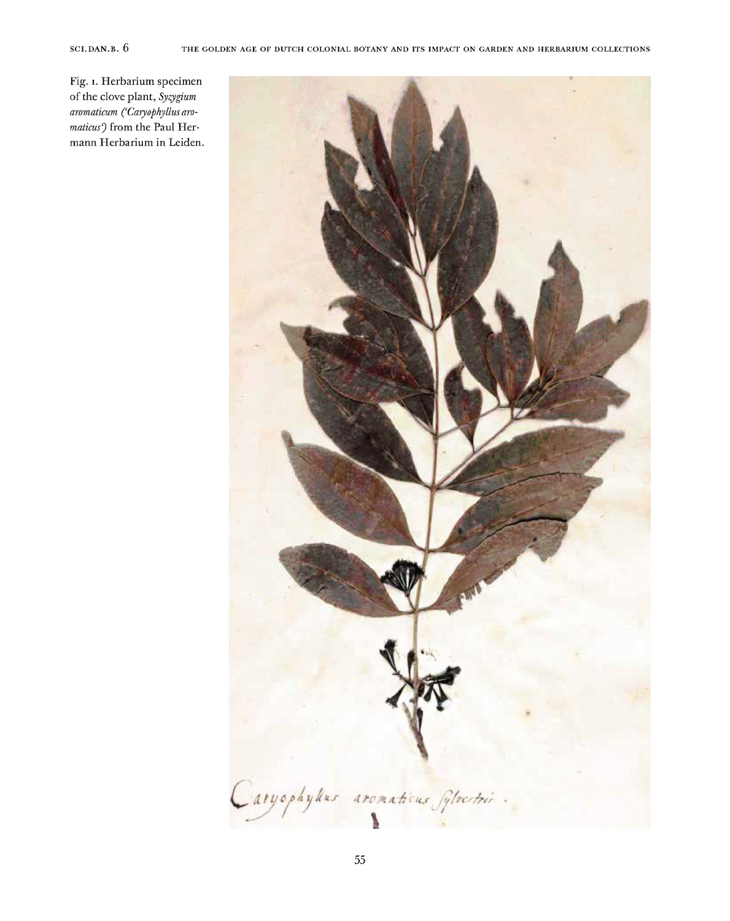Fig. 1. Herbarium specimen of the clove plant, *Syzygium aromaticum ('Caryophyllus aromaticus')* from the Paul Hermann Herbarium in Leiden.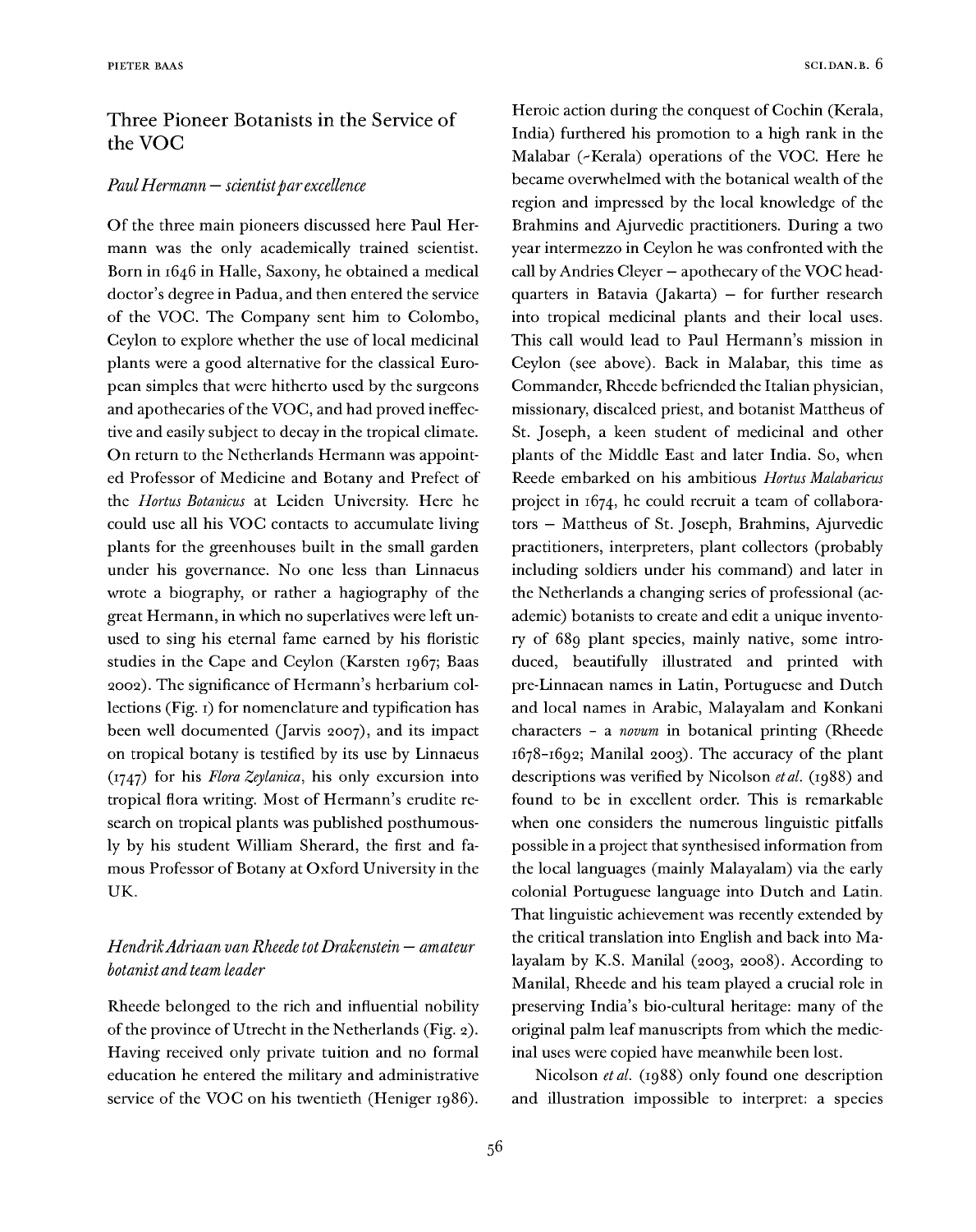## Three Pioneer Botanists in the Service of the VOC

### *Paul Hermann – scientist par excellence*

Of the three main pioneers discussed here Paul Hermann was the only academically trained scientist. Born in 1646 in Halle, Saxony, he obtained a medical doctor's degree in Padua, and then entered the service of the VOC. The Company sent him to Colombo, Ceylon to explore whether the use of local medicinal plants were a good alternative for the classical European simples that were hitherto used by the surgeons and apothecaries of the VOC, and had proved ineffective and easily subject to decay in the tropical climate. On return to the Netherlands Hermann was appointed Professor of Medicine and Botany and Prefect of the *Hortus Botanicus* at Leiden University. Here he could use all his VOC contacts to accumulate living plants for the greenhouses built in the small garden under his governance. No one less than Linnaeus wrote a biography, or rather a hagiography of the great Hermann, in which no superlatives were left unused to sing his eternal fame earned by his floristic studies in the Cape and Ceylon (Karsten 1967; Baas 2002). The significance of Hermann's herbarium collections (Fig. 1) for nomenclature and typification has been well documented (Jarvis 2007), and its impact on tropical botany is testified by its use by Linnaeus (1747) for his *Flora Zeylanica*, his only excursion into tropical flora writing. Most of Hermann's erudite research on tropical plants was published posthumously by his student William Sherard, the first and famous Professor of Botany at Oxford University in the UK.

### *Hendrik Adriaan van Rheede tot Drakenstein – amateur botanist and team leader*

Rheede belonged to the rich and influential nobility of the province of Utrecht in the Netherlands (Fig. 2). Having received only private tuition and no formal education he entered the military and administrative service of the VOC on his twentieth (Heniger 1986). Heroic action during the conquest of Cochin (Kerala, India) furthered his promotion to a high rank in the Malabar (~Kerala) operations of the VOC. Here he became overwhelmed with the botanical wealth of the region and impressed by the local knowledge of the Brahmins and Ajurvedic practitioners. During a two year intermezzo in Ceylon he was confronted with the call by Andries Cleyer – apothecary of the VOC headquarters in Batavia (Jakarta) – for further research into tropical medicinal plants and their local uses. This call would lead to Paul Hermann's mission in Ceylon (see above). Back in Malabar, this time as Commander, Rheede befriended the Italian physician, missionary, discalced priest, and botanist Mattheus of St. Joseph, a keen student of medicinal and other plants of the Middle East and later India. So, when Reede embarked on his ambitious *Hortus Malabaricus* project in 1674, he could recruit a team of collaborators – Mattheus of St. Joseph, Brahmins, Ajurvedic practitioners, interpreters, plant collectors (probably including soldiers under his command) and later in the Netherlands a changing series of professional (academic) botanists to create and edit a unique inventory of 689 plant species, mainly native, some introduced, beautifully illustrated and printed with pre-Linnaean names in Latin, Portuguese and Dutch and local names in Arabic, Malayalam and Konkani characters - a *novum* in botanical printing (Rheede 1678-1692; Manilal 2003). The accuracy of the plant descriptions was verified by Nicolson *et al.* (1988) and found to be in excellent order. This is remarkable when one considers the numerous linguistic pitfalls possible in a project that synthesised information from the local languages (mainly Malayalam) via the early colonial Portuguese language into Dutch and Latin. That linguistic achievement was recently extended by the critical translation into English and back into Malayalam by K.S. Manilal (2003, 2008). According to Manilal, Rheede and his team played a crucial role in preserving India's bio-cultural heritage: many of the original palm leaf manuscripts from which the medicinal uses were copied have meanwhile been lost.

Nicolson *et al.* (1988) only found one description and illustration impossible to interpret: a species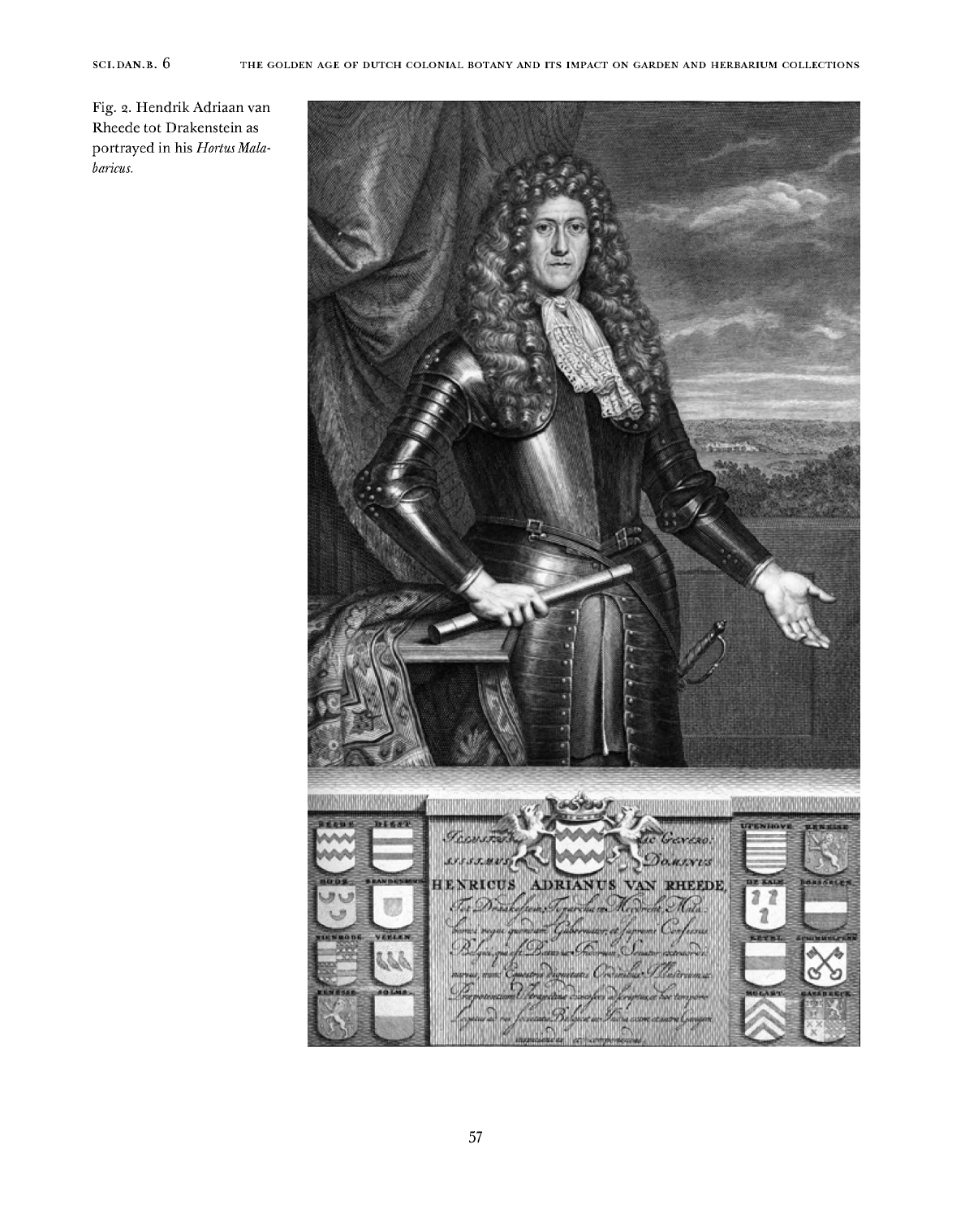Fig. 2. Hendrik Adriaan van Rheede tot Drakenstein as portrayed in his *Hortus Malabaricus.*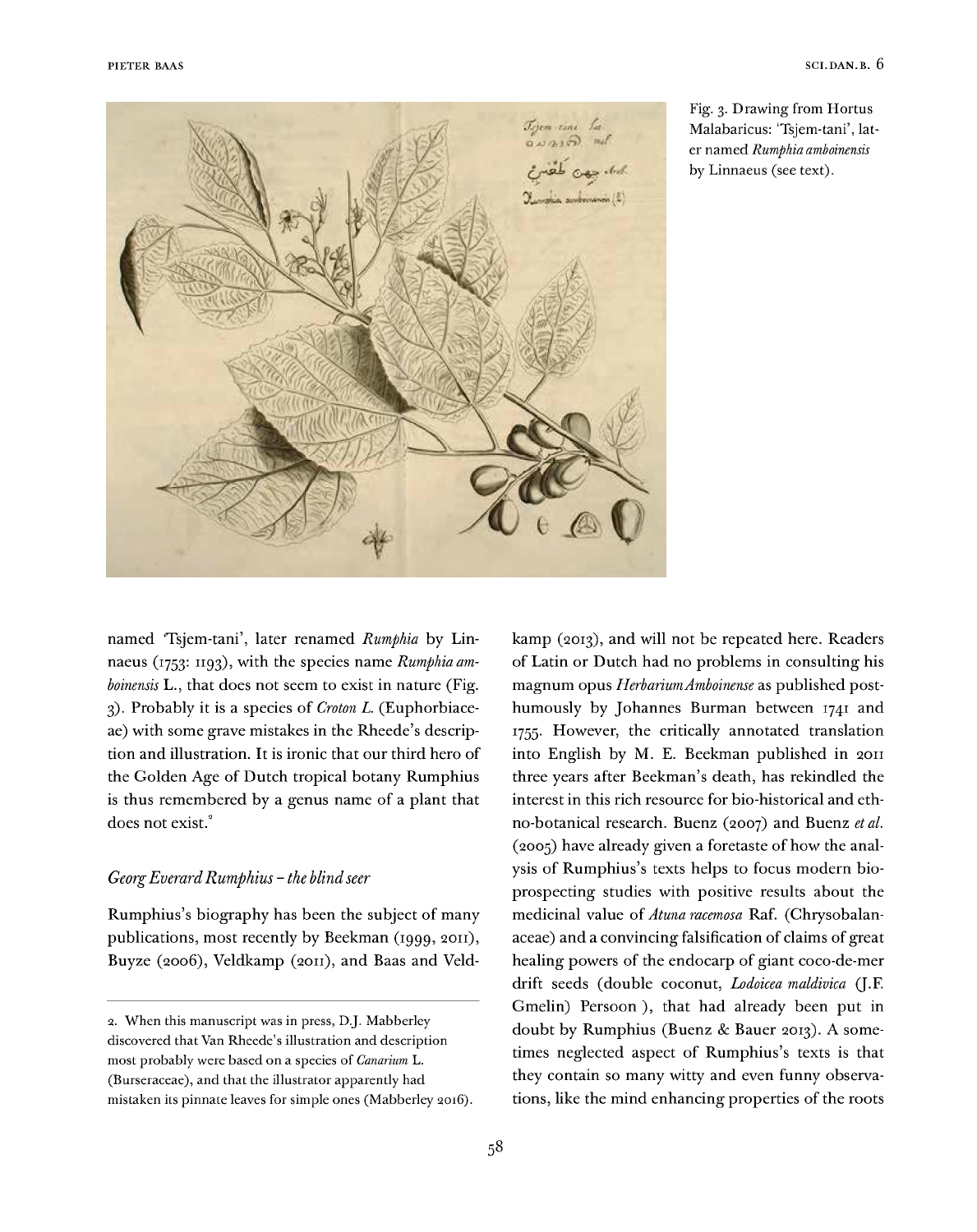Fig. 3. Drawing from Hortus Malabaricus: 'Tsjem-tani', later named *Rumphia amboinensis* by Linnaeus (see text).

named 'Tsjem-tani', later renamed *Rumphia* by Linnaeus (1753: 1193), with the species name *Rumphia amboinensis* L., that does not seem to exist in nature (Fig. 3). Probably it is a species of *Croton L.* (Euphorbiaceae) with some grave mistakes in the Rheede's description and illustration. It is ironic that our third hero of the Golden Age of Dutch tropical botany Rumphius is thus remembered by a genus name of a plant that does not exist.[2]

### *Georg Everard Rumphius – the blind seer*

Rumphius's biography has been the subject of many publications, most recently by Beekman (1999, 2011), Buyze (2006), Veldkamp (2011), and Baas and Veldkamp (2013), and will not be repeated here. Readers of Latin or Dutch had no problems in consulting his magnum opus *Herbarium Amboinense* as published posthumously by Johannes Burman between 1741 and 1755. However, the critically annotated translation into English by M. E. Beekman published in 2011 three years after Beekman's death, has rekindled the interest in this rich resource for bio-historical and ethno-botanical research. Buenz (2007) and Buenz *et al.* (2005) have already given a foretaste of how the analysis of Rumphius's texts helps to focus modern bioprospecting studies with positive results about the medicinal value of *Atuna racemosa* Raf. (Chrysobalanaceae) and a convincing falsification of claims of great healing powers of the endocarp of giant coco-de-mer drift seeds (double coconut, *Lodoicea maldivica* (J.F. Gmelin) Persoon ), that had already been put in doubt by Rumphius (Buenz & Bauer 2013). A sometimes neglected aspect of Rumphius's texts is that they contain so many witty and even funny observations, like the mind enhancing properties of the roots

2. When this manuscript was in press, D.J. Mabberley discovered that Van Rheede's illustration and description most probably were based on a species of *Canarium* L. (Burseraceae), and that the illustrator apparently had mistaken its pinnate leaves for simple ones (Mabberley 2016).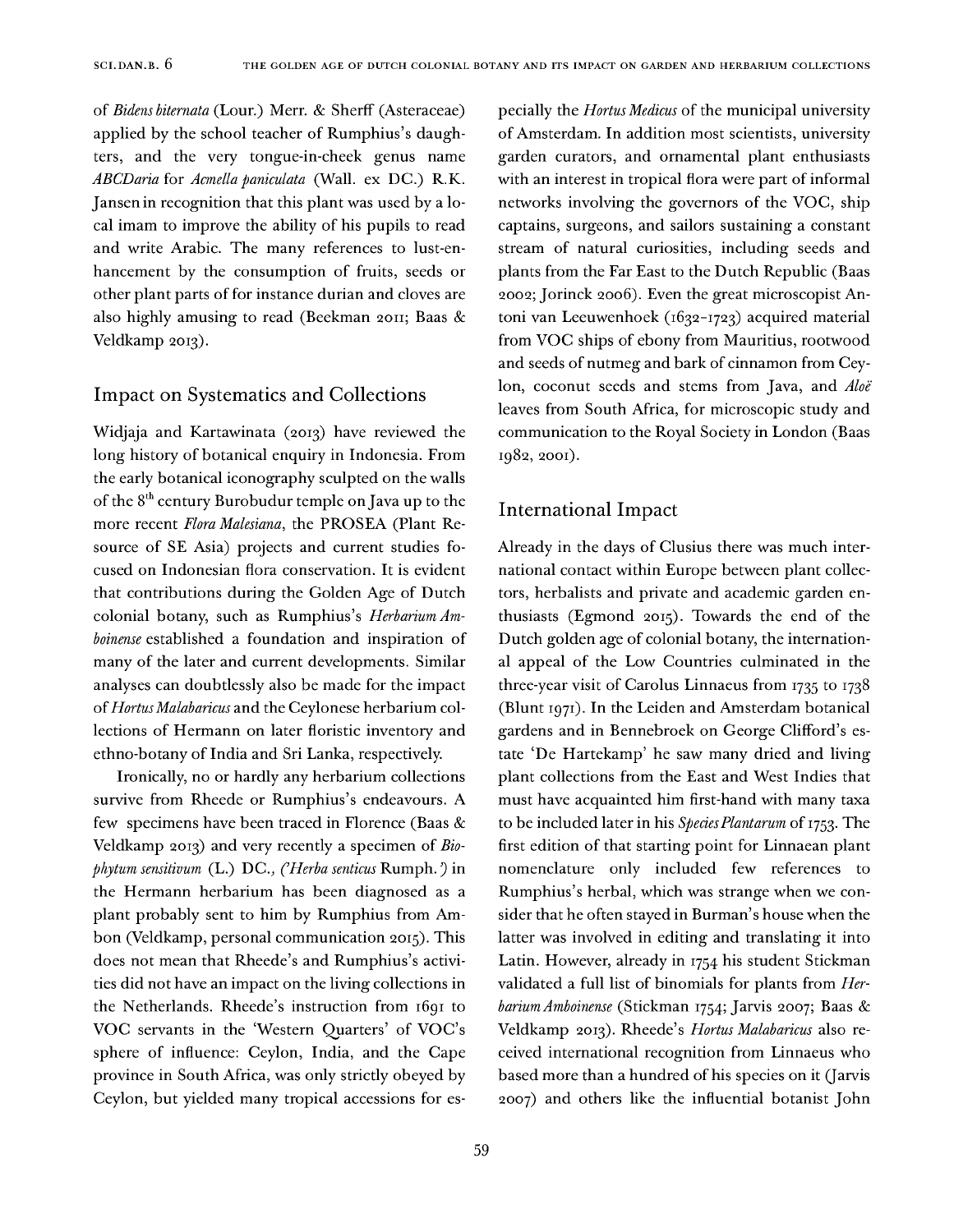of *Bidens biternata* (Lour.) Merr. & Sherff (Asteraceae) applied by the school teacher of Rumphius's daughters, and the very tongue-in-cheek genus name *ABCDaria* for *Acmella paniculata* (Wall. ex DC.) R.K. Jansen in recognition that this plant was used by a local imam to improve the ability of his pupils to read and write Arabic. The many references to lust-enhancement by the consumption of fruits, seeds or other plant parts of for instance durian and cloves are also highly amusing to read (Beekman 2011; Baas & Veldkamp 2013).

## Impact on Systematics and Collections

Widjaja and Kartawinata (2013) have reviewed the long history of botanical enquiry in Indonesia. From the early botanical iconography sculpted on the walls of the 8th century Burobudur temple on Java up to the more recent *Flora Malesiana*, the PROSEA (Plant Resource of SE Asia) projects and current studies focused on Indonesian flora conservation. It is evident that contributions during the Golden Age of Dutch colonial botany, such as Rumphius's *Herbarium Amboinense* established a foundation and inspiration of many of the later and current developments. Similar analyses can doubtlessly also be made for the impact of *Hortus Malabaricus* and the Ceylonese herbarium collections of Hermann on later floristic inventory and ethno-botany of India and Sri Lanka, respectively.

Ironically, no or hardly any herbarium collections survive from Rheede or Rumphius's endeavours. A few specimens have been traced in Florence (Baas & Veldkamp 2013) and very recently a specimen of *Biophytum sensitivum* (L.) DC., (*'Herba senticus* Rumph.*'*) in the Hermann herbarium has been diagnosed as a plant probably sent to him by Rumphius from Ambon (Veldkamp, personal communication 2015). This does not mean that Rheede's and Rumphius's activities did not have an impact on the living collections in the Netherlands. Rheede's instruction from 1691 to VOC servants in the 'Western Quarters' of VOC's sphere of influence: Ceylon, India, and the Cape province in South Africa, was only strictly obeyed by Ceylon, but yielded many tropical accessions for especially the *Hortus Medicus* of the municipal university of Amsterdam. In addition most scientists, university garden curators, and ornamental plant enthusiasts with an interest in tropical flora were part of informal networks involving the governors of the VOC, ship captains, surgeons, and sailors sustaining a constant stream of natural curiosities, including seeds and plants from the Far East to the Dutch Republic (Baas 2002; Jorinck 2006). Even the great microscopist Antoni van Leeuwenhoek (1632–1723) acquired material from VOC ships of ebony from Mauritius, rootwood and seeds of nutmeg and bark of cinnamon from Ceylon, coconut seeds and stems from Java, and *Aloë* leaves from South Africa, for microscopic study and communication to the Royal Society in London (Baas 1982, 2001).

## International Impact

Already in the days of Clusius there was much international contact within Europe between plant collectors, herbalists and private and academic garden enthusiasts (Egmond 2015). Towards the end of the Dutch golden age of colonial botany, the international appeal of the Low Countries culminated in the three-year visit of Carolus Linnaeus from 1735 to 1738 (Blunt 1971). In the Leiden and Amsterdam botanical gardens and in Bennebroek on George Clifford's estate 'De Hartekamp' he saw many dried and living plant collections from the East and West Indies that must have acquainted him first-hand with many taxa to be included later in his *Species Plantarum* of 1753. The first edition of that starting point for Linnaean plant nomenclature only included few references to Rumphius's herbal, which was strange when we consider that he often stayed in Burman's house when the latter was involved in editing and translating it into Latin. However, already in 1754 his student Stickman validated a full list of binomials for plants from *Herbarium Amboinense* (Stickman 1754; Jarvis 2007; Baas & Veldkamp 2013). Rheede's *Hortus Malabaricus* also received international recognition from Linnaeus who based more than a hundred of his species on it (Jarvis 2007) and others like the influential botanist John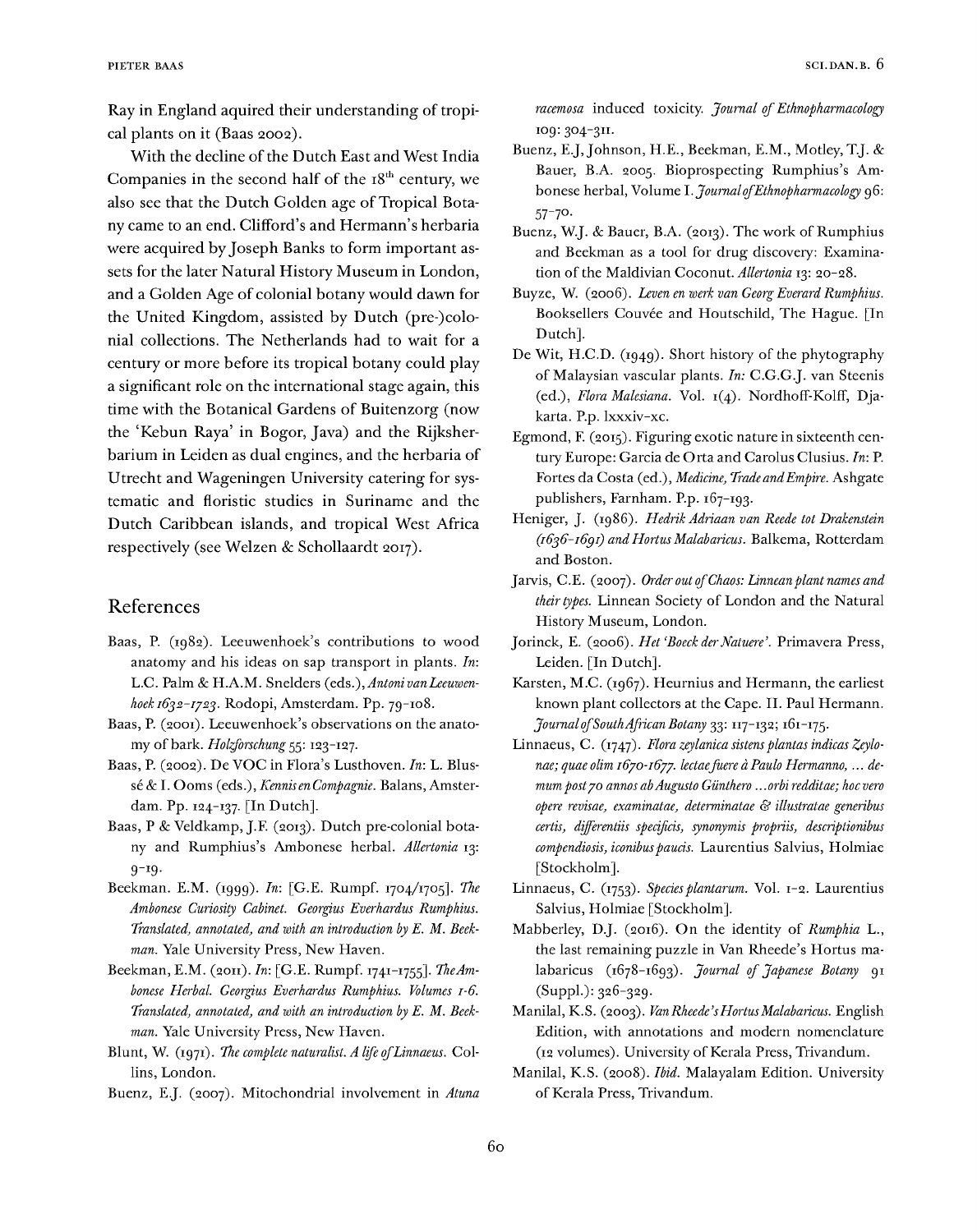Ray in England aquired their understanding of tropical plants on it (Baas 2002).

With the decline of the Dutch East and West India Companies in the second half of the 18th century, we also see that the Dutch Golden age of Tropical Botany came to an end. Clifford's and Hermann's herbaria were acquired by Joseph Banks to form important assets for the later Natural History Museum in London, and a Golden Age of colonial botany would dawn for the United Kingdom, assisted by Dutch (pre-)colonial collections. The Netherlands had to wait for a century or more before its tropical botany could play a significant role on the international stage again, this time with the Botanical Gardens of Buitenzorg (now the 'Kebun Raya' in Bogor, Java) and the Rijksherbarium in Leiden as dual engines, and the herbaria of Utrecht and Wageningen University catering for systematic and floristic studies in Suriname and the Dutch Caribbean islands, and tropical West Africa respectively (see Welzen & Schollaardt 2017).

## References

Baas, P. (1982). Leeuwenhoek's contributions to wood anatomy and his ideas on sap transport in plants. *In*: L.C. Palm & H.A.M. Snelders (eds.), *Antoni van Leeuwenhoek 1632–1723*. Rodopi, Amsterdam. Pp. 79–108.

Baas, P. (2001). Leeuwenhoek's observations on the anatomy of bark. *Holzforschung* 55: 123–127.

Baas, P. (2002). De VOC in Flora's Lusthoven. *In*: L. Blussé & I. Ooms (eds.), *Kennis en Compagnie*. Balans, Amsterdam. Pp. 124–137. [In Dutch].

Baas, P & Veldkamp, J.F. (2013). Dutch pre-colonial botany and Rumphius's Ambonese herbal. *Allertonia* 13: 9–19.

Beekman. E.M. (1999). *In*: [G.E. Rumpf. 1704/1705]. *The Ambonese Curiosity Cabinet. Georgius Everhardus Rumphius. Translated, annotated, and with an introduction by E. M. Beekman.* Yale University Press, New Haven.

Beekman, E.M. (2011). *In*: [G.E. Rumpf. 1741–1755]. *The Ambonese Herbal. Georgius Everhardus Rumphius. Volumes 1-6. Translated, annotated, and with an introduction by E. M. Beekman.* Yale University Press, New Haven.

Blunt, W. (1971). *The complete naturalist. A life of Linnaeus*. Collins, London.

Buenz, E.J. (2007). Mitochondrial involvement in *Atuna racemosa* induced toxicity. *Journal of Ethnopharmacology* 109: 304–311.

Buenz, E.J, Johnson, H.E., Beekman, E.M., Motley, T.J. & Bauer, B.A. 2005. Bioprospecting Rumphius's Ambonese herbal, Volume I. *Journal of Ethnopharmacology* 96: 57–70.

Buenz, W.J. & Bauer, B.A. (2013). The work of Rumphius and Beekman as a tool for drug discovery: Examination of the Maldivian Coconut. *Allertonia* 13: 20–28.

Buyze, W. (2006). *Leven en werk van Georg Everard Rumphius*. Booksellers Couvée and Houtschild, The Hague. [In Dutch].

De Wit, H.C.D. (1949). Short history of the phytography of Malaysian vascular plants. *In*: C.G.G.J. van Steenis (ed.), *Flora Malesiana*. Vol. 1(4). Nordhoff-Kolff, Djakarta. P.p. lxxxiv–xc.

Egmond, F. (2015). Figuring exotic nature in sixteenth century Europe: Garcia de Orta and Carolus Clusius. *In*: P. Fortes da Costa (ed.), *Medicine, Trade and Empire*. Ashgate publishers, Farnham. P.p. 167–193.

Heniger, J. (1986). *Hedrik Adriaan van Reede tot Drakenstein (1636–1691) and Hortus Malabaricus*. Balkema, Rotterdam and Boston.

Jarvis, C.E. (2007). *Order out of Chaos: Linnean plant names and their types*. Linnean Society of London and the Natural History Museum, London.

Jorinck, E. (2006). *Het 'Boeck der Natuere'*. Primavera Press, Leiden. [In Dutch].

Karsten, M.C. (1967). Heurnius and Hermann, the earliest known plant collectors at the Cape. II. Paul Hermann. *Journal of South African Botany* 33: 117–132; 161–175.

Linnaeus, C. (1747). *Flora zeylanica sistens plantas indicas Zeylonae; quae olim 1670-1677. lectae fuere à Paulo Hermanno, ... demum post 70 annos ab Augusto Günthero ...orbi redditae; hoc vero opere revisae, examinatae, determinatae & illustratae generibus certis, differentiis specificis, synonymis propriis, descriptionibus compendiosis, iconibus paucis*. Laurentius Salvius, Holmiae [Stockholm].

Linnaeus, C. (1753). *Species plantarum*. Vol. 1–2. Laurentius Salvius, Holmiae [Stockholm].

Mabberley, D.J. (2016). On the identity of *Rumphia* L., the last remaining puzzle in Van Rheede's Hortus malabaricus (1678–1693). *Journal of Japanese Botany* 91 (Suppl.): 326–329.

Manilal, K.S. (2003). *Van Rheede's Hortus Malabaricus*. English Edition, with annotations and modern nomenclature (12 volumes). University of Kerala Press, Trivandum.

Manilal, K.S. (2008). *Ibid.* Malayalam Edition. University of Kerala Press, Trivandum.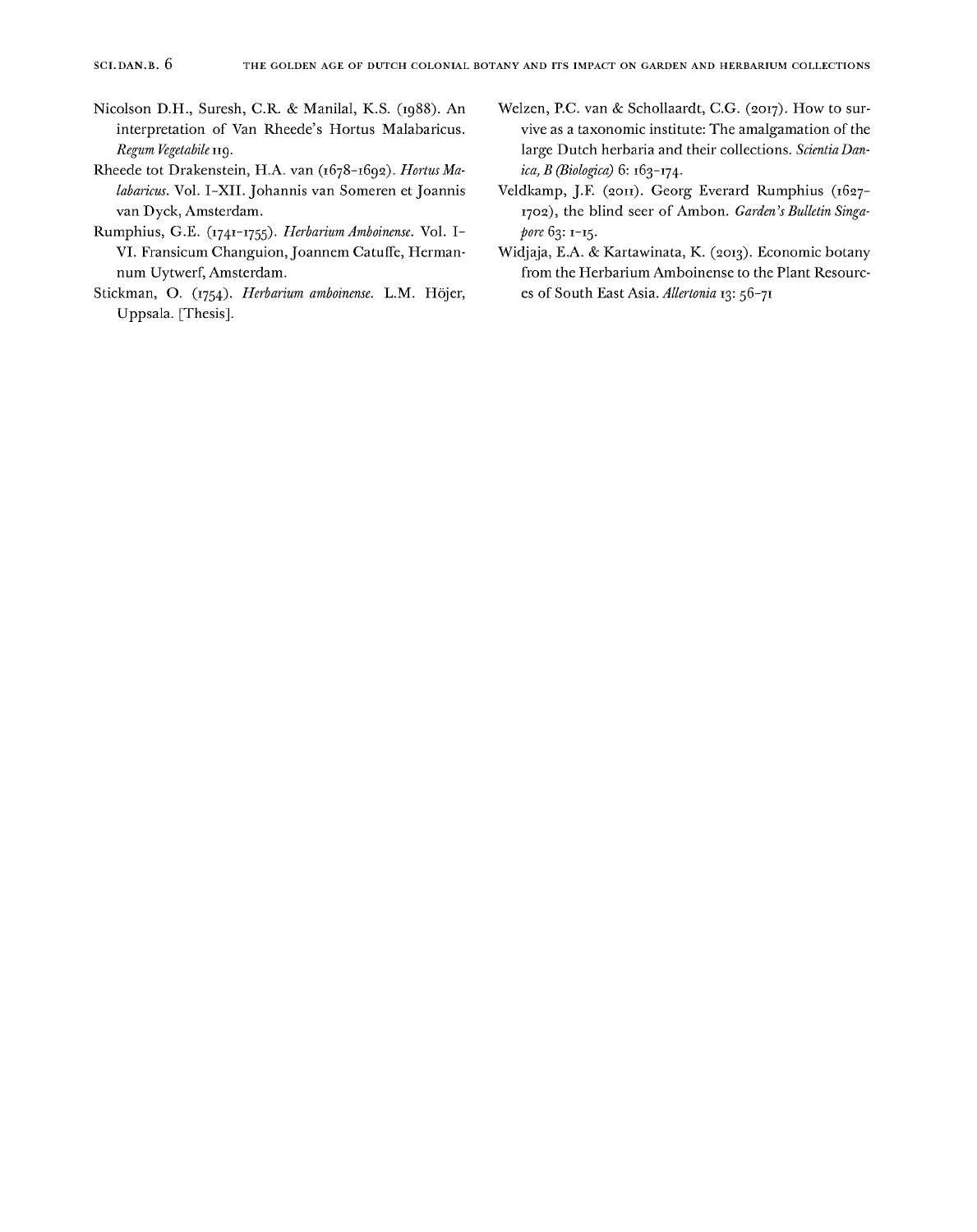Nicolson D.H., Suresh, C.R. & Manilal, K.S. (1988). An interpretation of Van Rheede's Hortus Malabaricus. *Regum Vegetabile* 119.

Rheede tot Drakenstein, H.A. van (1678–1692). *Hortus Malabaricus*. Vol. I–XII. Johannis van Someren et Joannis van Dyck, Amsterdam.

Rumphius, G.E. (1741–1755). *Herbarium Amboinense*. Vol. I–VI. Fransicum Changuion, Joannem Catuffe, Hermannum Uytwerf, Amsterdam.

Stickman, O. (1754). *Herbarium amboinense*. L.M. Höjer, Uppsala. [Thesis].

Welzen, P.C. van & Schollaardt, C.G. (2017). How to survive as a taxonomic institute: The amalgamation of the large Dutch herbaria and their collections. *Scientia Danica, B (Biologica)* 6: 163–174.

Veldkamp, J.F. (2011). Georg Everard Rumphius (1627–1702), the blind seer of Ambon. *Garden's Bulletin Singapore* 63: 1–15.

Widjaja, E.A. & Kartawinata, K. (2013). Economic botany from the Herbarium Amboinense to the Plant Resources of South East Asia. *Allertonia* 13: 56–71